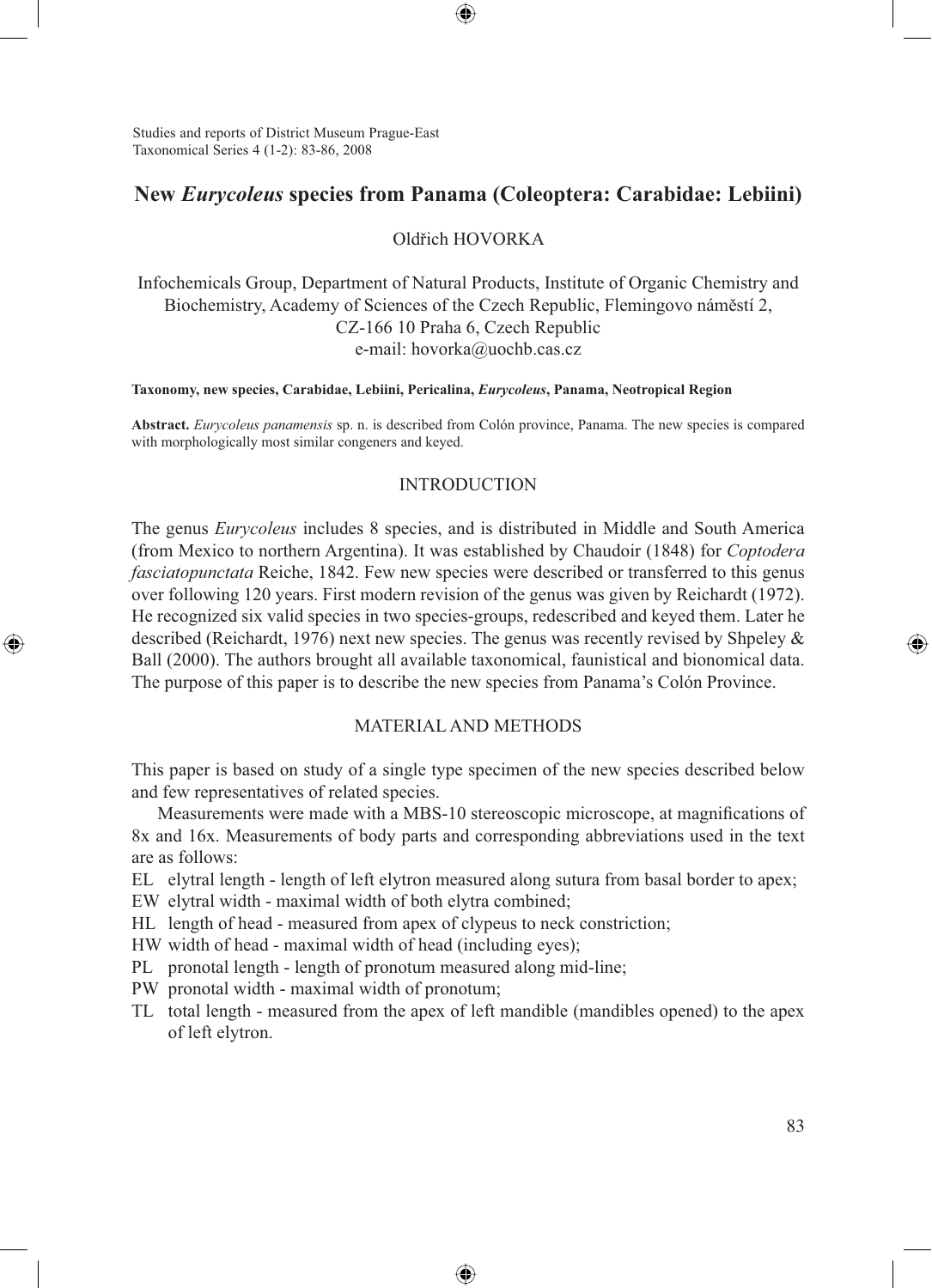# New *Eurycoleus* species from Panama (Coleoptera: Carabidae: Lebiini)

Oldřich HOVORKA

Infochemicals Group, Department of Natural Products, Institute of Organic Chemistry and Biochemistry, Academy of Sciences of the Czech Republic, Flemingovo náměstí 2, CZ-166 10 Praha 6, Czech Republic
e-mail: hovorka@uochb.cas.cz

**Taxonomy, new species, Carabidae, Lebiini, Pericalina, *Eurycoleus*, Panama, Neotropical Region**

**Abstract.** *Eurycoleus panamensis* sp. n. is described from Colón province, Panama. The new species is compared with morphologically most similar congeners and keyed.

## INTRODUCTION

The genus *Eurycoleus* includes 8 species, and is distributed in Middle and South America (from Mexico to northern Argentina). It was established by Chaudoir (1848) for *Coptodera fasciatopunctata* Reiche, 1842. Few new species were described or transferred to this genus over following 120 years. First modern revision of the genus was given by Reichardt (1972). He recognized six valid species in two species-groups, redescribed and keyed them. Later he described (Reichardt, 1976) next new species. The genus was recently revised by Shpeley & Ball (2000). The authors brought all available taxonomical, faunistical and bionomical data. The purpose of this paper is to describe the new species from Panama's Colón Province.

## MATERIAL AND METHODS

This paper is based on study of a single type specimen of the new species described below and few representatives of related species.

Measurements were made with a MBS-10 stereoscopic microscope, at magnifications of 8x and 16x. Measurements of body parts and corresponding abbreviations used in the text are as follows:

- EL elytral length - length of left elytron measured along sutura from basal border to apex;
- EW elytral width - maximal width of both elytra combined;
- HL length of head - measured from apex of clypeus to neck constriction;
- HW width of head - maximal width of head (including eyes);
- PL pronotal length - length of pronotum measured along mid-line;
- PW pronotal width - maximal width of pronotum;
- TL total length - measured from the apex of left mandible (mandibles opened) to the apex of left elytron.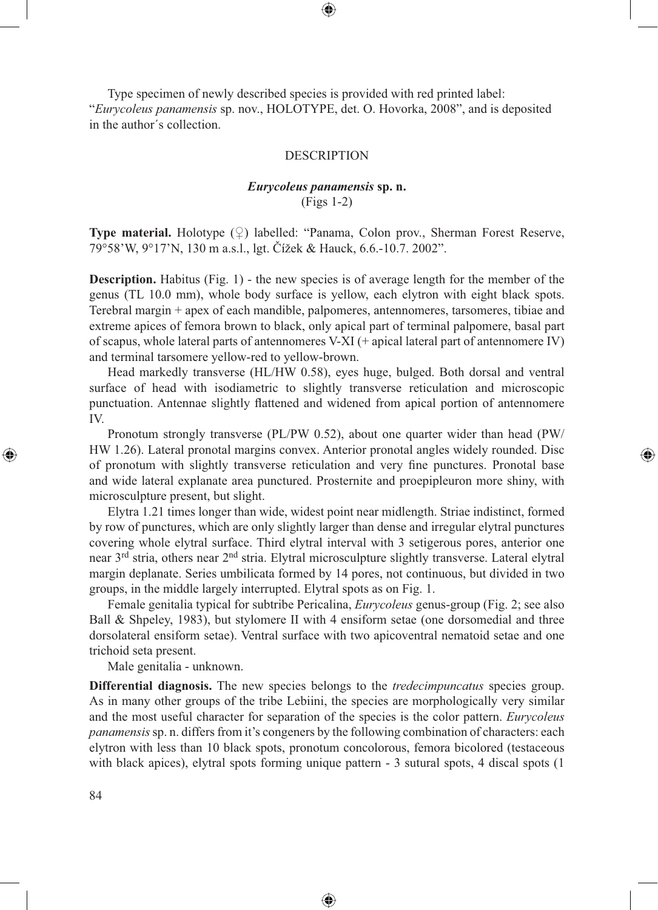Type specimen of newly described species is provided with red printed label: "*Eurycoleus panamensis* sp. nov., HOLOTYPE, det. O. Hovorka, 2008", and is deposited in the author´s collection.

## DESCRIPTION

### *Eurycoleus panamensis* sp. n.

(Figs 1-2)

**Type material.** Holotype (♀) labelled: "Panama, Colon prov., Sherman Forest Reserve, 79°58'W, 9°17'N, 130 m a.s.l., lgt. Čížek & Hauck, 6.6.-10.7. 2002".

**Description.** Habitus (Fig. 1) - the new species is of average length for the member of the genus (TL 10.0 mm), whole body surface is yellow, each elytron with eight black spots. Terebral margin + apex of each mandible, palpomeres, antennomeres, tarsomeres, tibiae and extreme apices of femora brown to black, only apical part of terminal palpomere, basal part of scapus, whole lateral parts of antennomeres V-XI (+ apical lateral part of antennomere IV) and terminal tarsomere yellow-red to yellow-brown.

Head markedly transverse (HL/HW 0.58), eyes huge, bulged. Both dorsal and ventral surface of head with isodiametric to slightly transverse reticulation and microscopic punctuation. Antennae slightly flattened and widened from apical portion of antennomere IV.

Pronotum strongly transverse (PL/PW 0.52), about one quarter wider than head (PW/HW 1.26). Lateral pronotal margins convex. Anterior pronotal angles widely rounded. Disc of pronotum with slightly transverse reticulation and very fine punctures. Pronotal base and wide lateral explanate area punctured. Prosternite and proepipleuron more shiny, with microsculpture present, but slight.

Elytra 1.21 times longer than wide, widest point near midlength. Striae indistinct, formed by row of punctures, which are only slightly larger than dense and irregular elytral punctures covering whole elytral surface. Third elytral interval with 3 setigerous pores, anterior one near 3rd stria, others near 2nd stria. Elytral microsculpture slightly transverse. Lateral elytral margin deplanate. Series umbilicata formed by 14 pores, not continuous, but divided in two groups, in the middle largely interrupted. Elytral spots as on Fig. 1.

Female genitalia typical for subtribe Pericalina, *Eurycoleus* genus-group (Fig. 2; see also Ball & Shpeley, 1983), but stylomere II with 4 ensiform setae (one dorsomedial and three dorsolateral ensiform setae). Ventral surface with two apicoventral nematoid setae and one trichoid seta present.

Male genitalia - unknown.

**Differential diagnosis.** The new species belongs to the *tredecimpuncatus* species group. As in many other groups of the tribe Lebiini, the species are morphologically very similar and the most useful character for separation of the species is the color pattern. *Eurycoleus panamensis* sp. n. differs from it's congeners by the following combination of characters: each elytron with less than 10 black spots, pronotum concolorous, femora bicolored (testaceous with black apices), elytral spots forming unique pattern - 3 sutural spots, 4 discal spots (1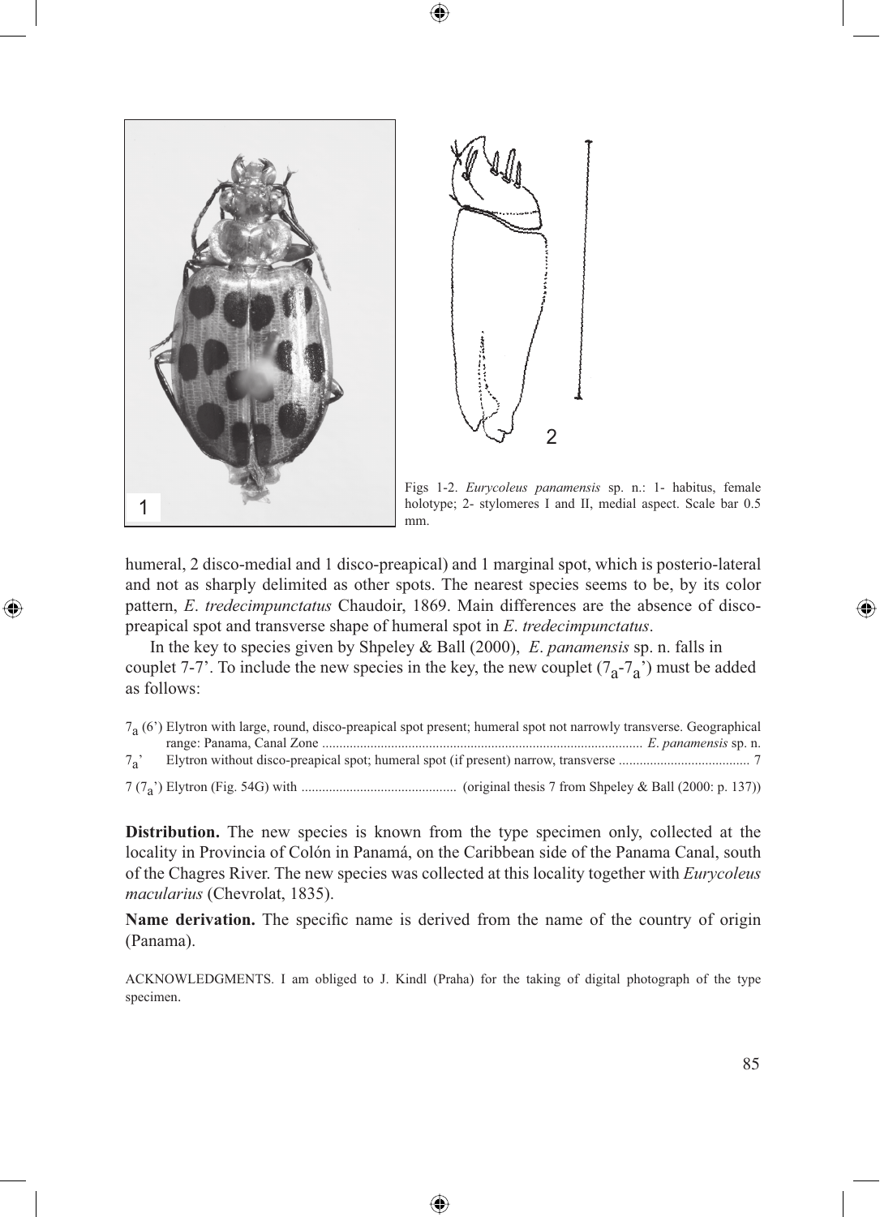Figs 1-2. *Eurycoleus panamensis* sp. n.: 1- habitus, female holotype; 2- stylomeres I and II, medial aspect. Scale bar 0.5 mm.

humeral, 2 disco-medial and 1 disco-preapical) and 1 marginal spot, which is posterio-lateral and not as sharply delimited as other spots. The nearest species seems to be, by its color pattern, *E*. *tredecimpunctatus* Chaudoir, 1869. Main differences are the absence of disco-preapical spot and transverse shape of humeral spot in *E*. *tredecimpunctatus*.

In the key to species given by Shpeley & Ball (2000), *E*. *panamensis* sp. n. falls in couplet 7-7'. To include the new species in the key, the new couplet ($7_a$-$7_a$') must be added as follows:

$7_a$ (6') Elytron with large, round, disco-preapical spot present; humeral spot not narrowly transverse. Geographical range: Panama, Canal Zone ............................................................................................ *E*. *panamensis* sp. n.

$7_a$' Elytron without disco-preapical spot; humeral spot (if present) narrow, transverse ...................................... 7

7 ($7_a$') Elytron (Fig. 54G) with ............................................ (original thesis 7 from Shpeley & Ball (2000: p. 137))

**Distribution.** The new species is known from the type specimen only, collected at the locality in Provincia of Colón in Panamá, on the Caribbean side of the Panama Canal, south of the Chagres River. The new species was collected at this locality together with *Eurycoleus macularius* (Chevrolat, 1835).

**Name derivation.** The specific name is derived from the name of the country of origin (Panama).

ACKNOWLEDGMENTS. I am obliged to J. Kindl (Praha) for the taking of digital photograph of the type specimen.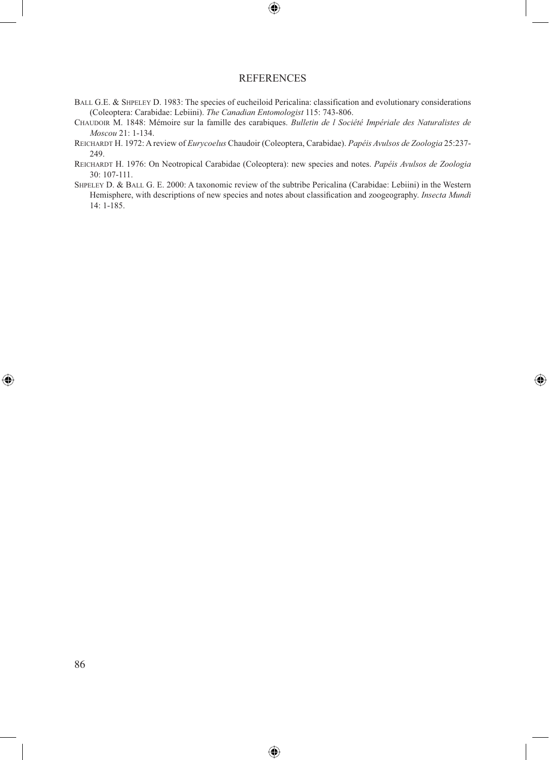## REFERENCES

Ball G.E. & Shpeley D. 1983: The species of eucheiloid Pericalina: classification and evolutionary considerations (Coleoptera: Carabidae: Lebiini). *The Canadian Entomologist* 115: 743-806.

Chaudoir M. 1848: Mémoire sur la famille des carabiques. *Bulletin de l Société Impériale des Naturalistes de Moscou* 21: 1-134.

Reichardt H. 1972: A review of *Eurycoelus* Chaudoir (Coleoptera, Carabidae). *Papéis Avulsos de Zoologia* 25:237-249.

Reichardt H. 1976: On Neotropical Carabidae (Coleoptera): new species and notes. *Papéis Avulsos de Zoologia* 30: 107-111.

Shpeley D. & Ball G. E. 2000: A taxonomic review of the subtribe Pericalina (Carabidae: Lebiini) in the Western Hemisphere, with descriptions of new species and notes about classification and zoogeography. *Insecta Mundi* 14: 1-185.